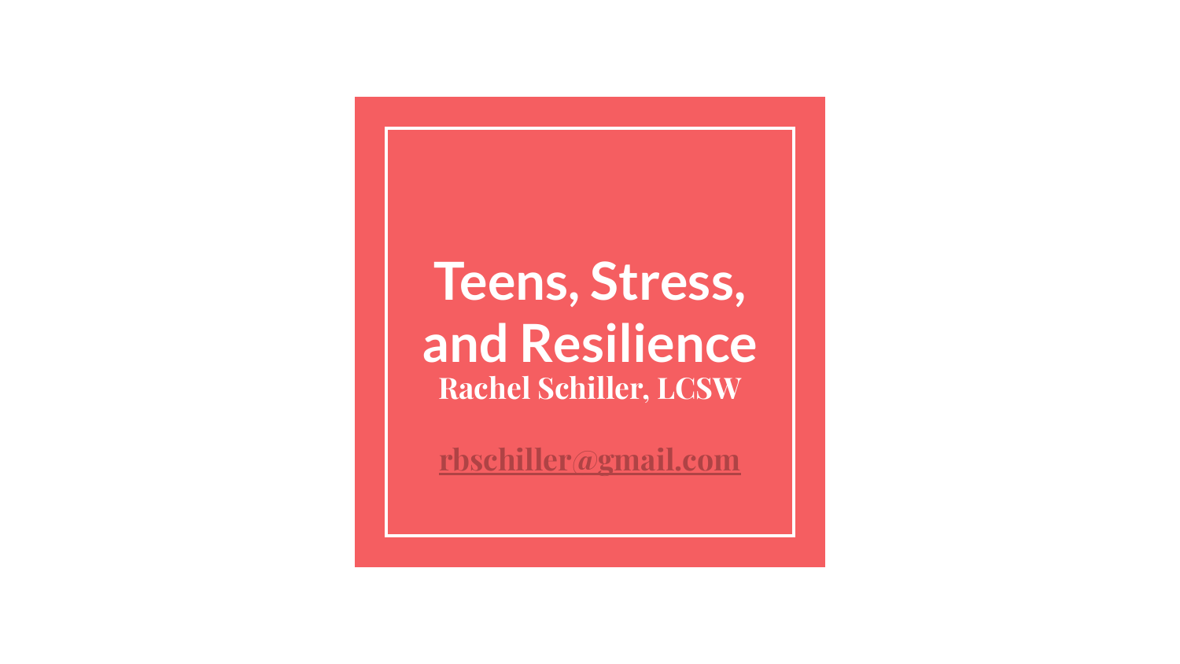# Teens, Stress, and Resilience

**Rachel Schiller, LCSW**

rbschiller@gmail.com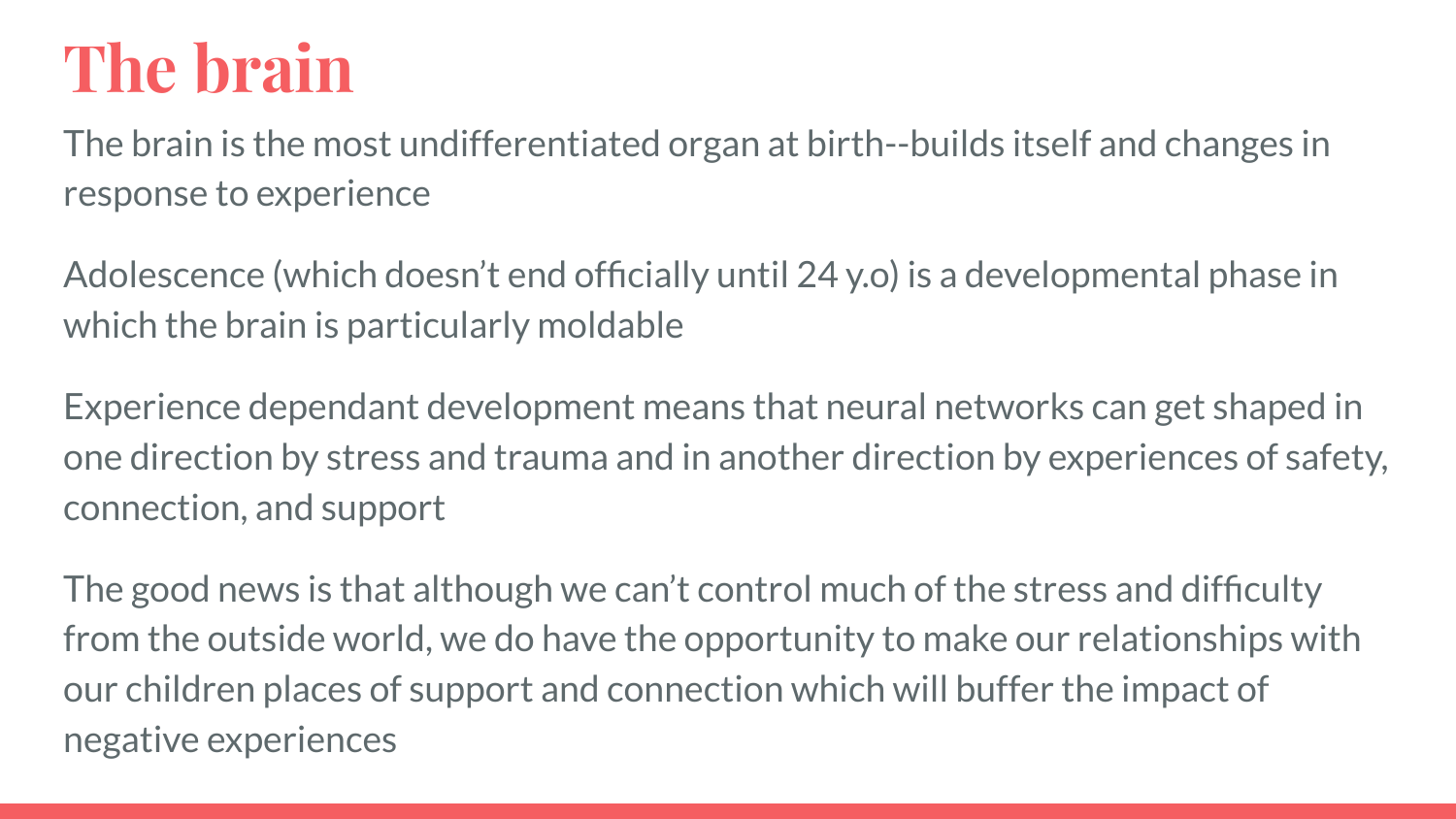# The brain

The brain is the most undifferentiated organ at birth--builds itself and changes in response to experience

Adolescence (which doesn't end officially until 24 y.o) is a developmental phase in which the brain is particularly moldable

Experience dependant development means that neural networks can get shaped in one direction by stress and trauma and in another direction by experiences of safety, connection, and support

The good news is that although we can't control much of the stress and difficulty from the outside world, we do have the opportunity to make our relationships with our children places of support and connection which will buffer the impact of negative experiences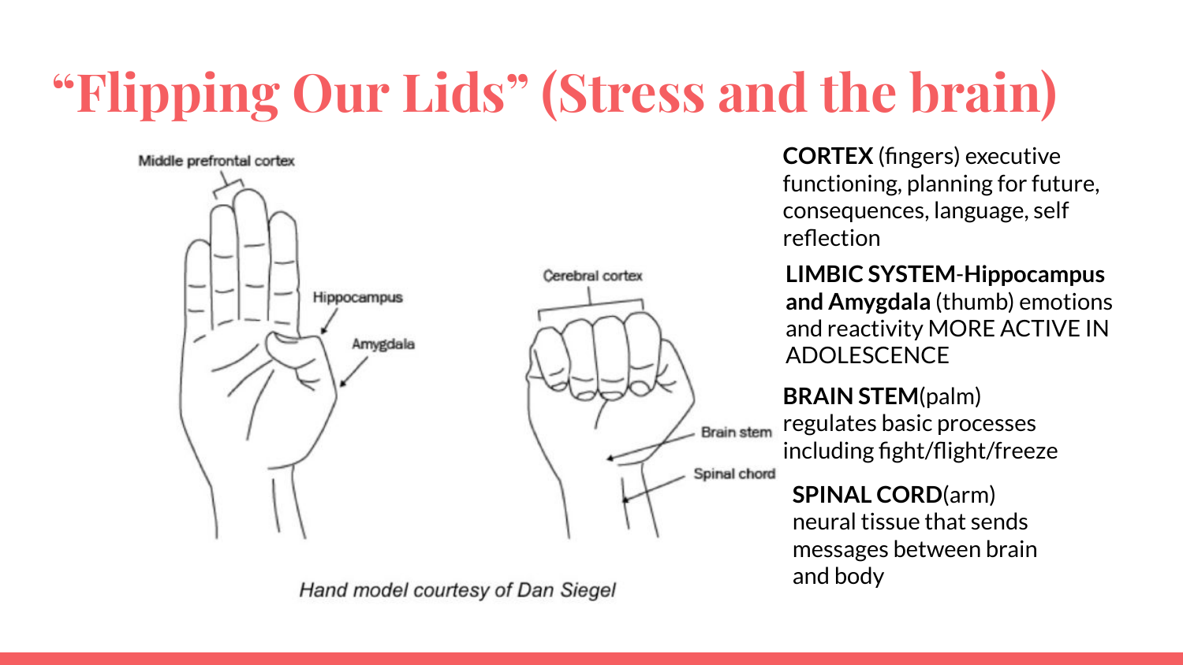# "Flipping Our Lids" (Stress and the brain)

Middle prefrontal cortex

Hippocampus

Amygdala

Cerebral cortex

Brain stem

Spinal chord

*Hand model courtesy of Dan Siegel*

**CORTEX** (fingers) executive functioning, planning for future, consequences, language, self reflection

**LIMBIC SYSTEM-Hippocampus and Amygdala** (thumb) emotions and reactivity MORE ACTIVE IN ADOLESCENCE

**BRAIN STEM**(palm) regulates basic processes including fight/flight/freeze

**SPINAL CORD**(arm) neural tissue that sends messages between brain and body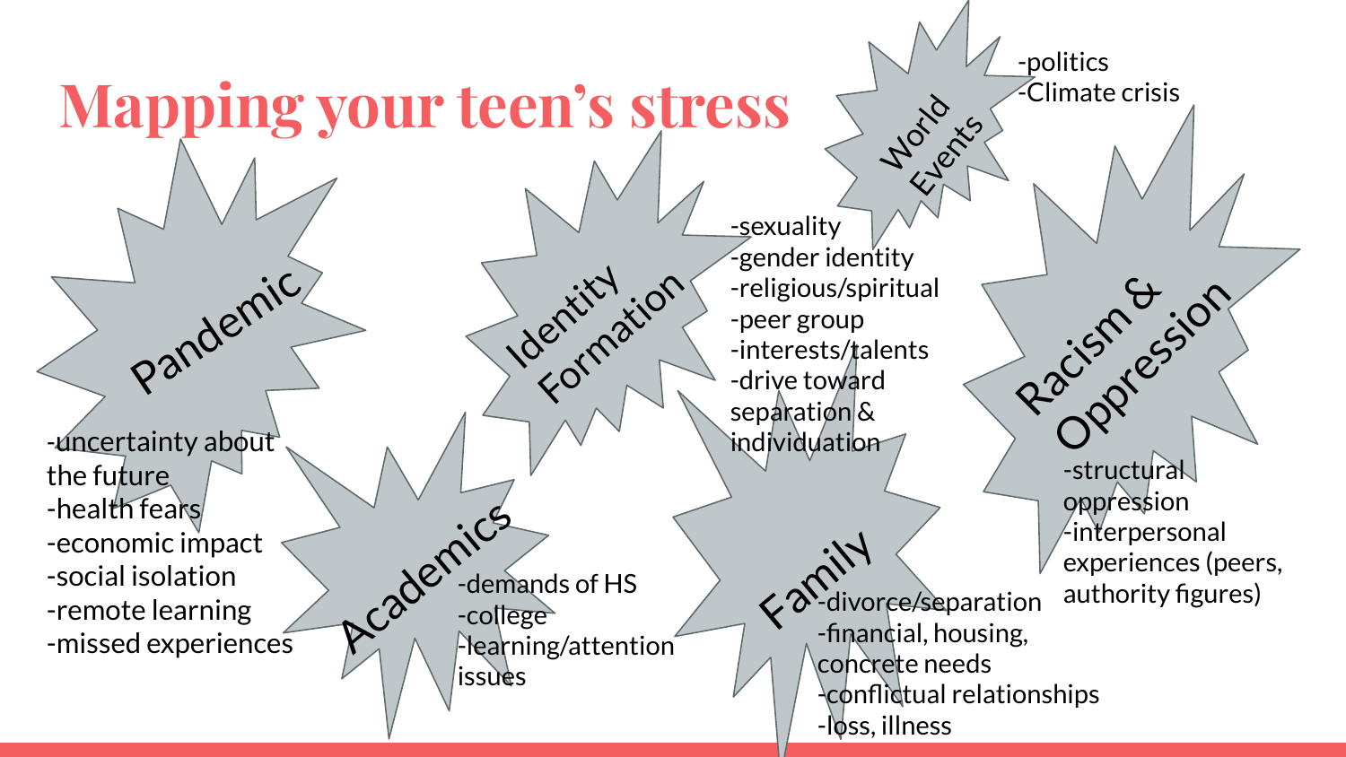# Mapping your teen's stress

## Pandemic

- -uncertainty about the future
- -health fears
- -economic impact
- -social isolation
- -remote learning
- -missed experiences

## Academics

- -demands of HS
- -college
- -learning/attention issues

## Identity Formation

- -sexuality
- -gender identity
- -religious/spiritual
- -peer group
- -interests/talents
- -drive toward separation & individuation

## World Events

- -politics
- -Climate crisis

## Family

- -divorce/separation
- -financial, housing, concrete needs
- -conflictual relationships
- -loss, illness

## Racism & Oppression

- -structural oppression
- -interpersonal experiences (peers, authority figures)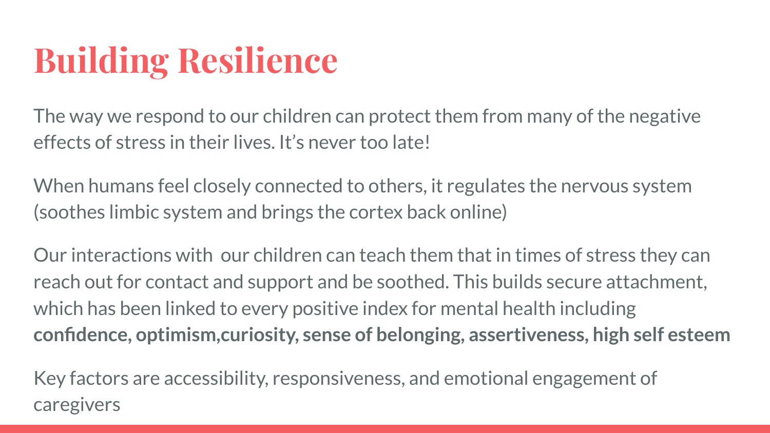# Building Resilience

The way we respond to our children can protect them from many of the negative effects of stress in their lives. It's never too late!

When humans feel closely connected to others, it regulates the nervous system (soothes limbic system and brings the cortex back online)

Our interactions with our children can teach them that in times of stress they can reach out for contact and support and be soothed. This builds secure attachment, which has been linked to every positive index for mental health including **confidence, optimism,curiosity, sense of belonging, assertiveness, high self esteem**

Key factors are accessibility, responsiveness, and emotional engagement of caregivers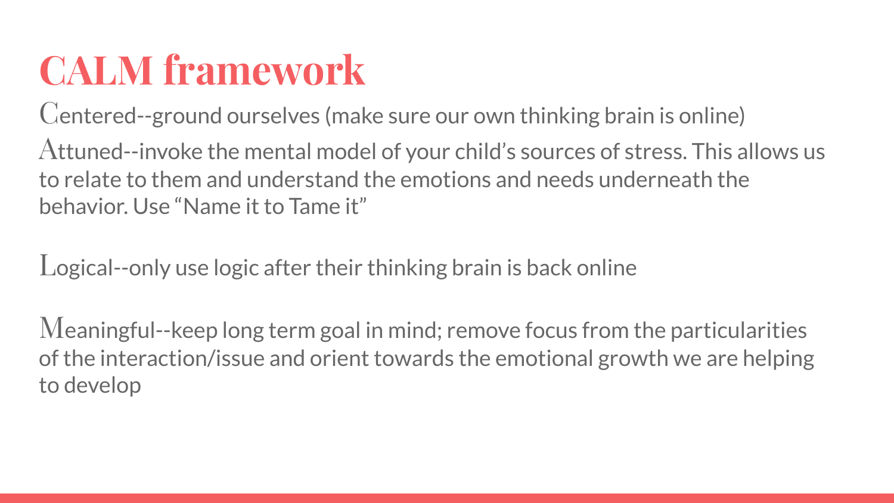# CALM framework

Centered--ground ourselves (make sure our own thinking brain is online)

Attuned--invoke the mental model of your child's sources of stress. This allows us to relate to them and understand the emotions and needs underneath the behavior. Use "Name it to Tame it"

Logical--only use logic after their thinking brain is back online

Meaningful--keep long term goal in mind; remove focus from the particularities of the interaction/issue and orient towards the emotional growth we are helping to develop